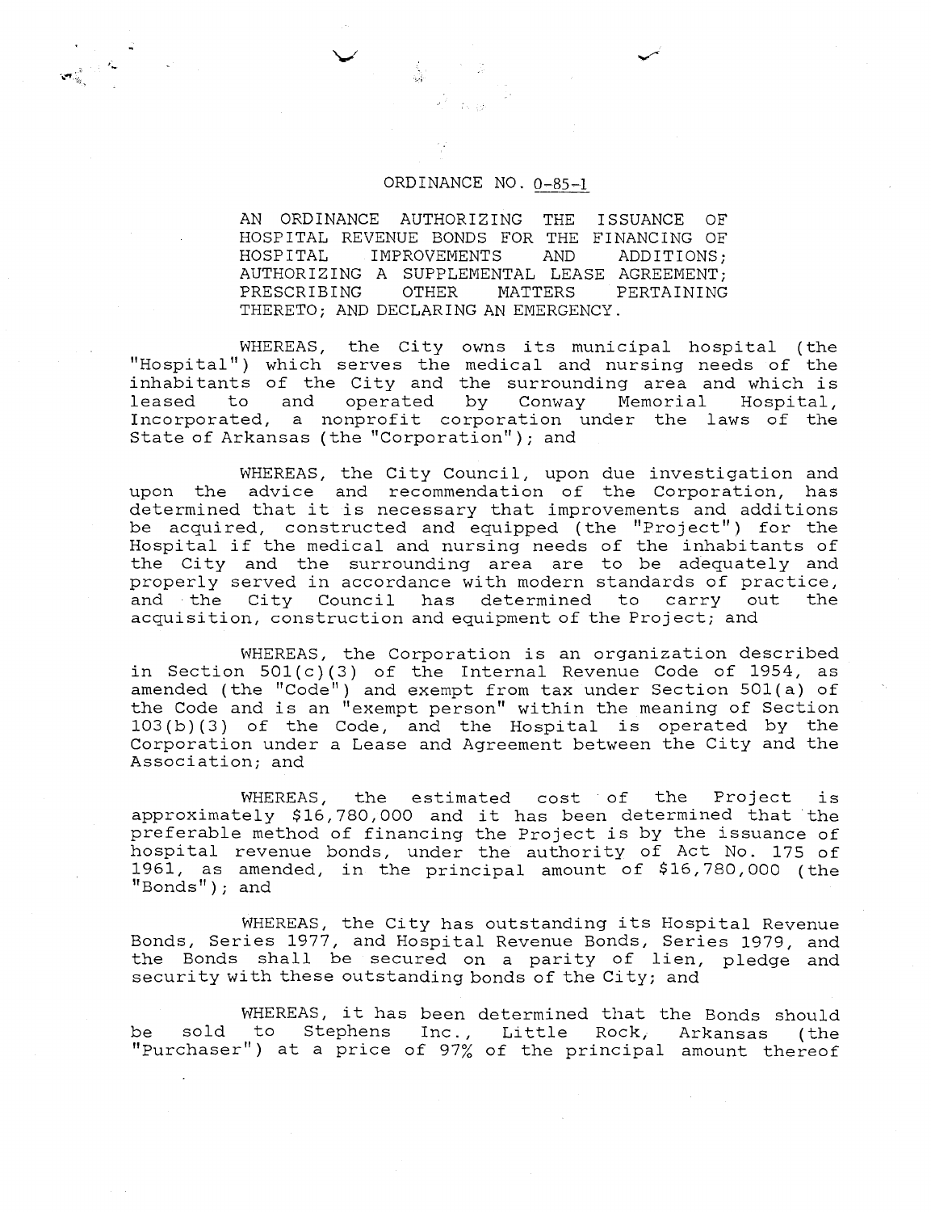# ORDINANCE NO. 0-85-1

AN ORDINANCE AUTHORIZING THE ISSUANCE OF HOSPITAL REVENUE BONDS FOR THE FINANCING OF HOSPITAL IMPROVEMENTS AND ADDITIONS; AUTHORIZING A SUPPLEMENTAL LEASE AGREEMENT; PRESCRIBING OTHER MATTERS PERTAINING THERETO; AND DECLARING AN EMERGENCY.

WHEREAS, the City owns its municipal hospital (the "Hospital") which serves the medical and nursing needs of the inhabitants of the City and the surrounding area and which is leased to and operated by Conway Memorial Hospital, Incorporated, a nonprofit corporation under the laws of the State of Arkansas (the "Corporation"); and

WHEREAS, the City Council, upon due investigation and upon the advice and recommendation of the Corporation, has determined that it is necessary that improvements and additions be acquired, constructed and equipped (the "Project") for the Hospital if the medical and nursing needs of the inhabitants of the City and the surrounding area are to be adequately and properly served in accordance with modern standards of practice, and the City Council has determined to carry out the acquisition, construction and equipment of the Project; and

WHEREAS, the Corporation is an organization described in Section 501(c)(3) of the Internal Revenue Code of 1954, as amended (the "Code") and exempt from tax under Section 501(a) of the Code and is an "exempt person" within the meaning of Section 103(b)(3) of the Code, and the Hospital is operated by the Corporation under a Lease and Agreement between the City and the Association; and

WHEREAS, the estimated cost of the Project is approximately $16,780,000 and it has been determined that the preferable method of financing the Project is by the issuance of hospital revenue bonds, under the authority of Act No. 175 of 1961, as amended, in the principal amount of $16,780,000 (the "Bonds"); and

WHEREAS, the City has outstanding its Hospital Revenue Bonds, Series 1977, and Hospital Revenue Bonds, Series 1979, and the Bonds shall be secured on a parity of lien, pledge and security with these outstanding bonds of the City; and

WHEREAS, it has been determined that the Bonds should be sold to Stephens Inc., Little Rock, Arkansas (the "Purchaser") at a price of 97% of the principal amount thereof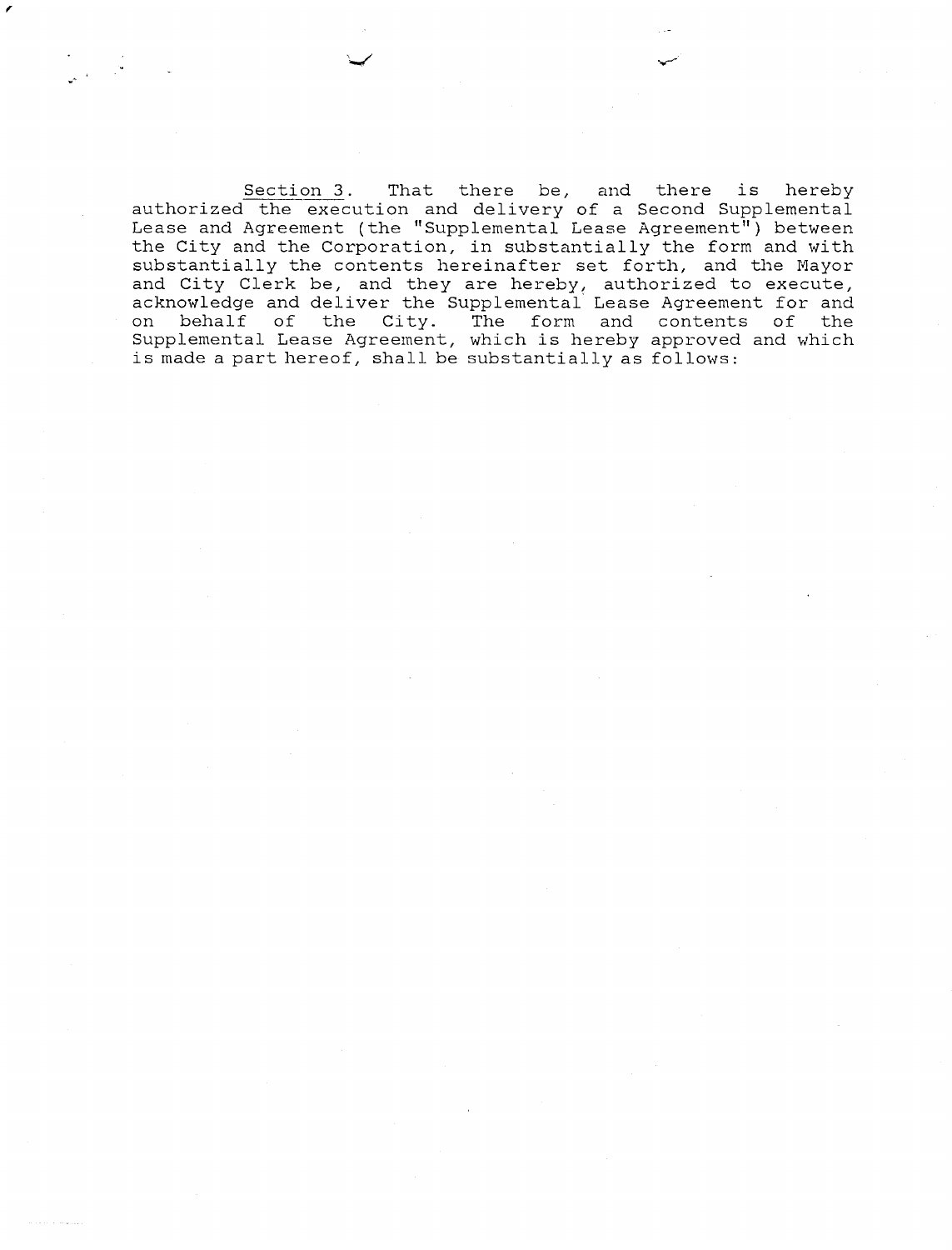Section 3. That there be, and there is hereby authorized the execution and delivery of a Second Supplemental Lease and Agreement (the "Supplemental Lease Agreement") between the City and the Corporation, in substantially the form and with substantially the contents hereinafter set forth, and the Mayor and City Clerk be, and they are hereby, authorized to execute, acknowledge and deliver the Supplemental Lease Agreement for and on behalf of the City. The form and contents of the Supplemental Lease Agreement, which is hereby approved and which is made a part hereof, shall be substantially as follows: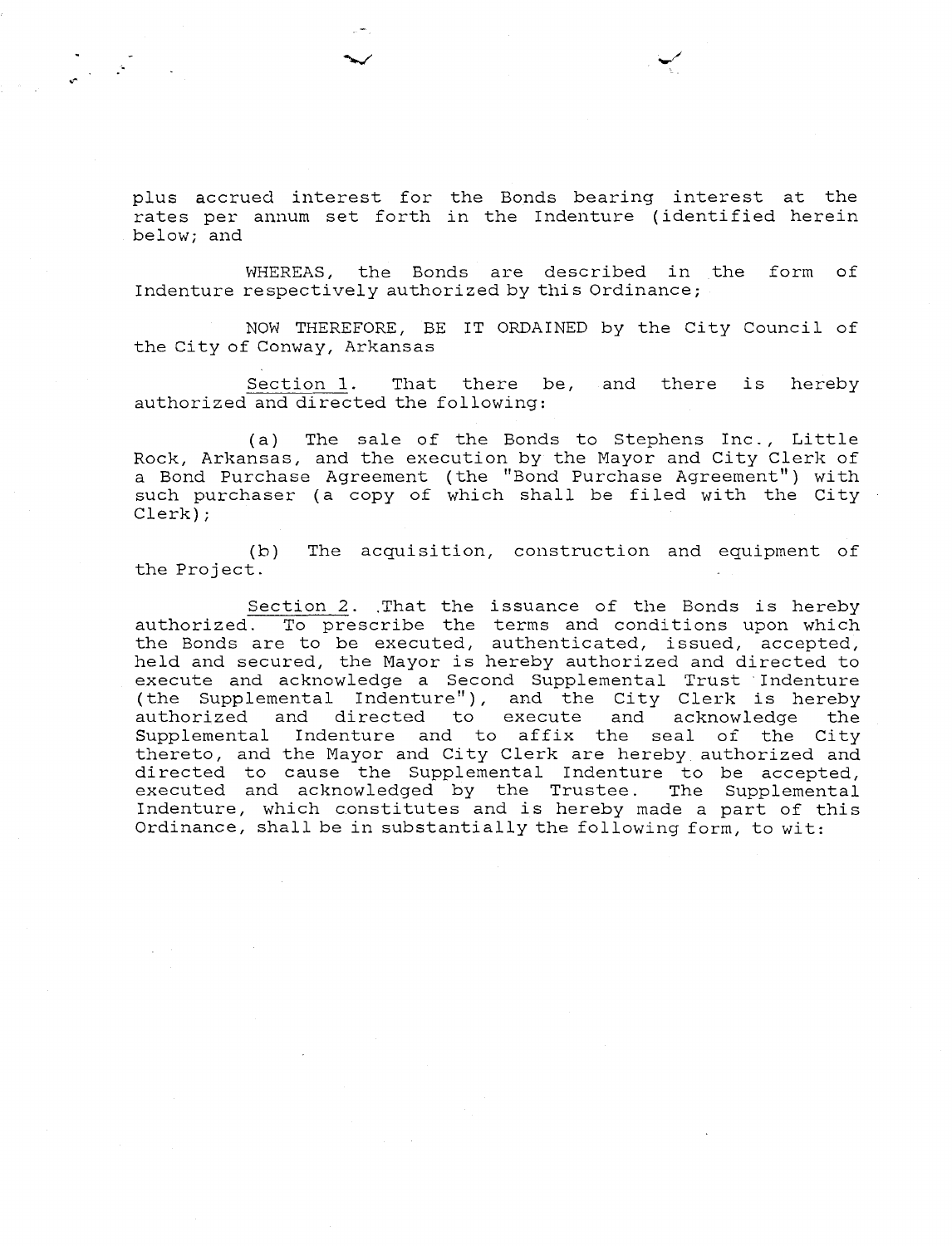plus accrued interest for the Bonds bearing interest at the rates per annum set forth in the Indenture (identified herein below; and

WHEREAS, the Bonds are described in the form of Indenture respectively authorized by this Ordinance;

NOW THEREFORE, BE IT ORDAINED by the City Council of the City of Conway, Arkansas

Section 1. That there be, and there is hereby authorized and directed the following:

(a) The sale of the Bonds to Stephens Inc., Little Rock, Arkansas, and the execution by the Mayor and City Clerk of a Bond Purchase Agreement (the "Bond Purchase Agreement") with such purchaser (a copy of which shall be filed with the City Clerk);

(b) The acquisition, construction and equipment of the Project.

Section 2. That the issuance of the Bonds is hereby authorized. To prescribe the terms and conditions upon which the Bonds are to be executed, authenticated, issued, accepted, held and secured, the Mayor is hereby authorized and directed to execute and acknowledge a Second Supplemental Trust Indenture (the Supplemental Indenture"), and the City Clerk is hereby authorized and directed to execute and acknowledge the Supplemental Indenture and to affix the seal of the City thereto, and the Mayor and City Clerk are hereby authorized and directed to cause the Supplemental Indenture to be accepted, executed and acknowledged by the Trustee. The Supplemental Indenture, which constitutes and is hereby made a part of this Ordinance, shall be in substantially the following form, to wit: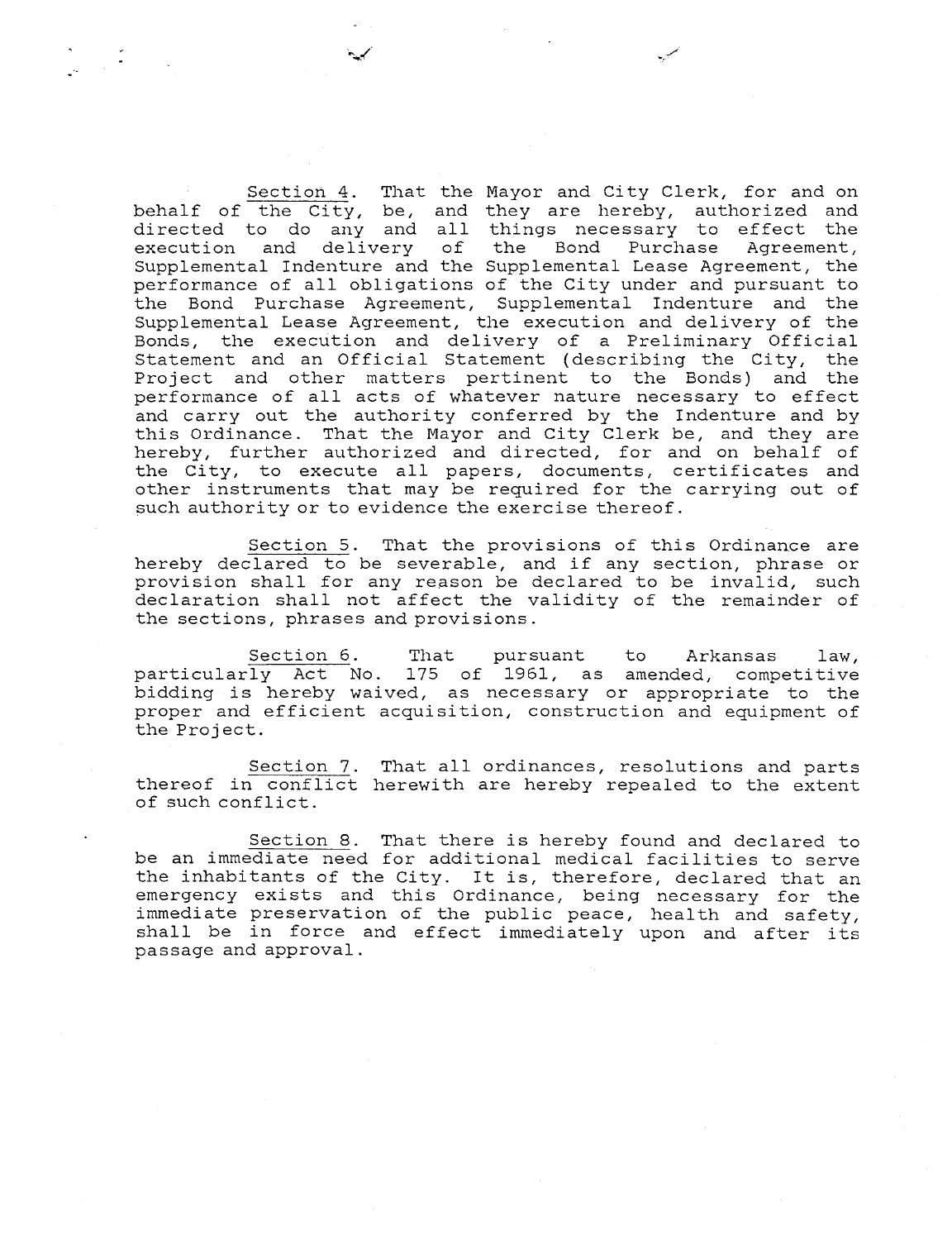Section 4. That the Mayor and City Clerk, for and on behalf of the City, be, and they are hereby, authorized and directed to do any and all things necessary to effect the execution and delivery of the Bond Purchase Agreement, Supplemental Indenture and the Supplemental Lease Agreement, the performance of all obligations of the City under and pursuant to the Bond Purchase Agreement, Supplemental Indenture and the Supplemental Lease Agreement, the execution and delivery of the Bonds, the execution and delivery of a Preliminary Official Statement and an Official Statement (describing the City, the Project and other matters pertinent to the Bonds) and the performance of all acts of whatever nature necessary to effect and carry out the authority conferred by the Indenture and by this Ordinance. That the Mayor and City Clerk be, and they are hereby, further authorized and directed, for and on behalf of the City, to execute all papers, documents, certificates and other instruments that may be required for the carrying out of such authority or to evidence the exercise thereof.

Section 5. That the provisions of this Ordinance are hereby declared to be severable, and if any section, phrase or provision shall for any reason be declared to be invalid, such declaration shall not affect the validity of the remainder of the sections, phrases and provisions.

Section 6. That pursuant to Arkansas law, particularly Act No. 175 of 1961, as amended, competitive bidding is hereby waived, as necessary or appropriate to the proper and efficient acquisition, construction and equipment of the Project.

Section 7. That all ordinances, resolutions and parts thereof in conflict herewith are hereby repealed to the extent of such conflict.

Section 8. That there is hereby found and declared to be an immediate need for additional medical facilities to serve the inhabitants of the City. It is, therefore, declared that an emergency exists and this Ordinance, being necessary for the immediate preservation of the public peace, health and safety, shall be in force and effect immediately upon and after its passage and approval.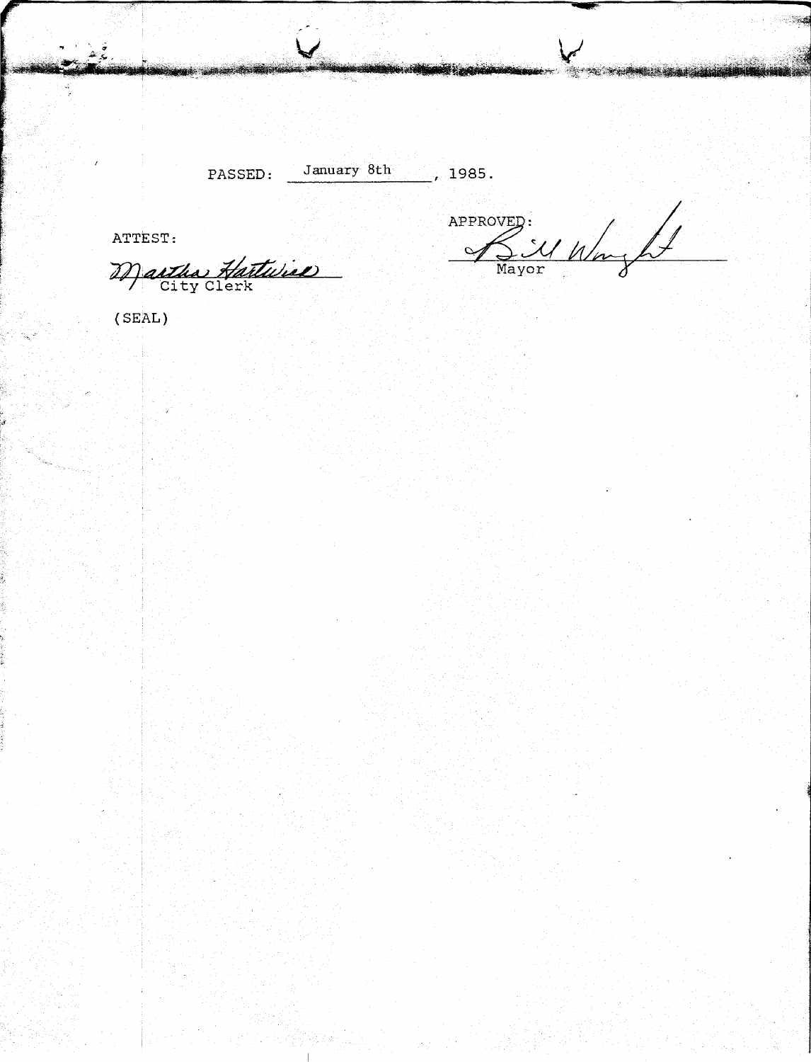PASSED: January 8th, 1985.

ATTEST:

Martha Hartwise
City Clerk

(SEAL)

APPROVED:

Bill Wright
Mayor